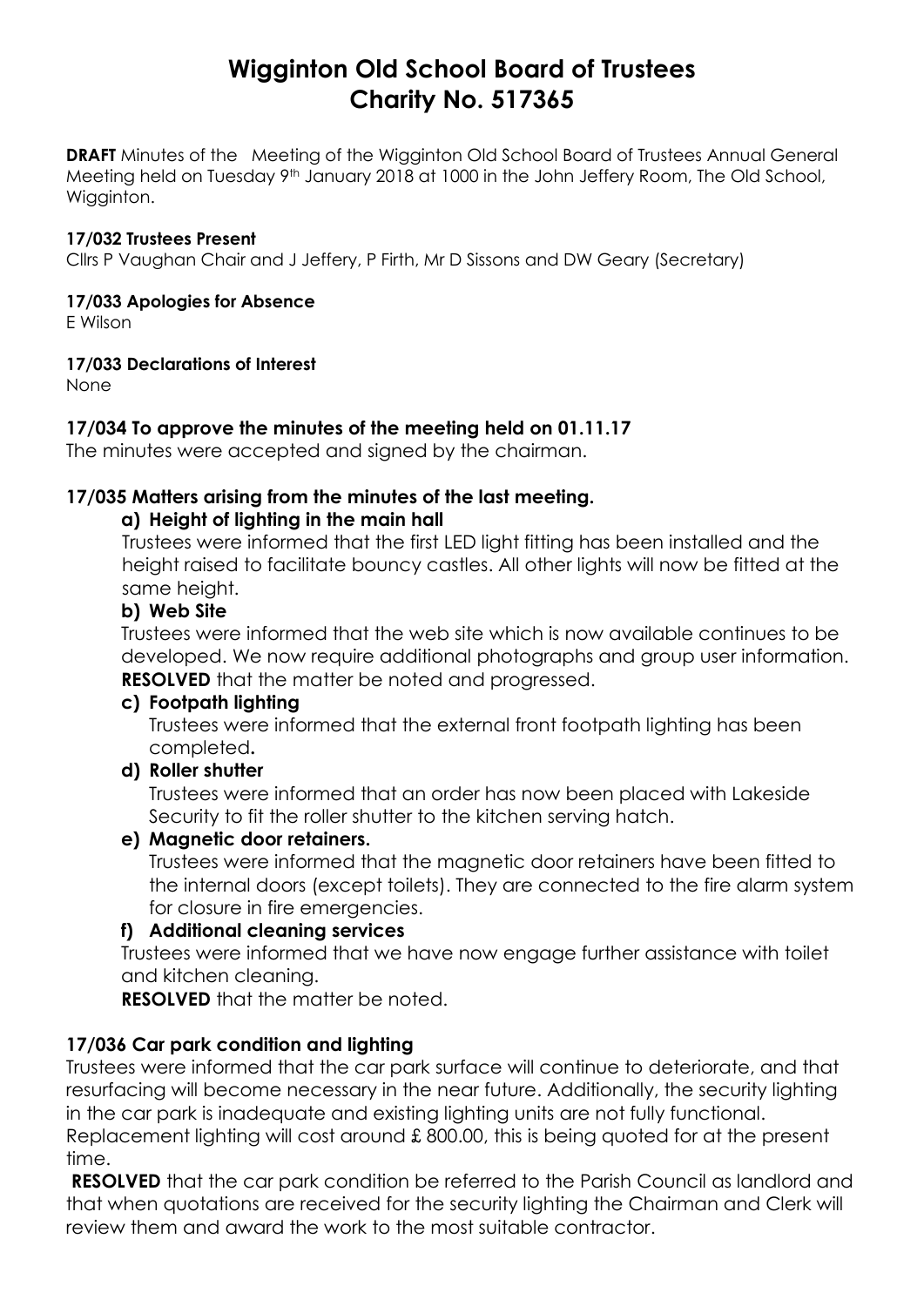# Wigginton Old School Board of Trustees
# Charity No. 517365

**DRAFT** Minutes of the Meeting of the Wigginton Old School Board of Trustees Annual General Meeting held on Tuesday 9th January 2018 at 1000 in the John Jeffery Room, The Old School, Wigginton.

**17/032 Trustees Present**

Cllrs P Vaughan Chair and J Jeffery, P Firth, Mr D Sissons and DW Geary (Secretary)

**17/033 Apologies for Absence**

E Wilson

**17/033 Declarations of Interest**

None

### 17/034 To approve the minutes of the meeting held on 01.11.17

The minutes were accepted and signed by the chairman.

### 17/035 Matters arising from the minutes of the last meeting.

**a) Height of lighting in the main hall**

Trustees were informed that the first LED light fitting has been installed and the height raised to facilitate bouncy castles. All other lights will now be fitted at the same height.

**b) Web Site**

Trustees were informed that the web site which is now available continues to be developed. We now require additional photographs and group user information.
**RESOLVED** that the matter be noted and progressed.

**c) Footpath lighting**

Trustees were informed that the external front footpath lighting has been completed**.**

**d) Roller shutter**

Trustees were informed that an order has now been placed with Lakeside Security to fit the roller shutter to the kitchen serving hatch.

**e) Magnetic door retainers.**

Trustees were informed that the magnetic door retainers have been fitted to the internal doors (except toilets). They are connected to the fire alarm system for closure in fire emergencies.

**f) Additional cleaning services**

Trustees were informed that we have now engage further assistance with toilet and kitchen cleaning.

**RESOLVED** that the matter be noted.

### 17/036 Car park condition and lighting

Trustees were informed that the car park surface will continue to deteriorate, and that resurfacing will become necessary in the near future. Additionally, the security lighting in the car park is inadequate and existing lighting units are not fully functional. Replacement lighting will cost around £ 800.00, this is being quoted for at the present time.

**RESOLVED** that the car park condition be referred to the Parish Council as landlord and that when quotations are received for the security lighting the Chairman and Clerk will review them and award the work to the most suitable contractor.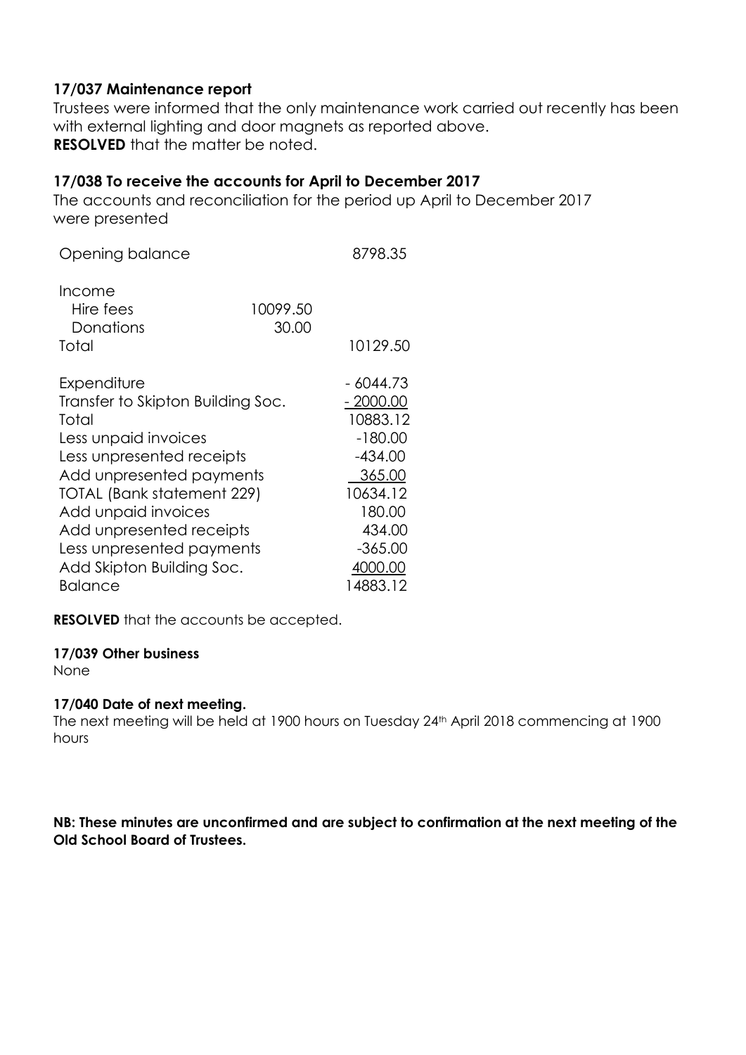### 17/037 Maintenance report

Trustees were informed that the only maintenance work carried out recently has been with external lighting and door magnets as reported above.
**RESOLVED** that the matter be noted.

### 17/038 To receive the accounts for April to December 2017

The accounts and reconciliation for the period up April to December 2017 were presented

| | | |
|---|---|---|
| Opening balance | | 8798.35 |
| Income | | |
| Hire fees | 10099.50 | |
| Donations | 30.00 | |
| Total | | 10129.50 |
| Expenditure | | - 6044.73 |
| Transfer to Skipton Building Soc. | | - 2000.00 |
| Total | | 10883.12 |
| Less unpaid invoices | | -180.00 |
| Less unpresented receipts | | -434.00 |
| Add unpresented payments | | 365.00 |
| TOTAL (Bank statement 229) | | 10634.12 |
| Add unpaid invoices | | 180.00 |
| Add unpresented receipts | | 434.00 |
| Less unpresented payments | | -365.00 |
| Add Skipton Building Soc. | | 4000.00 |
| Balance | | 14883.12 |

**RESOLVED** that the accounts be accepted.

### 17/039 Other business

None

### 17/040 Date of next meeting.

The next meeting will be held at 1900 hours on Tuesday 24th April 2018 commencing at 1900 hours

**NB: These minutes are unconfirmed and are subject to confirmation at the next meeting of the Old School Board of Trustees.**